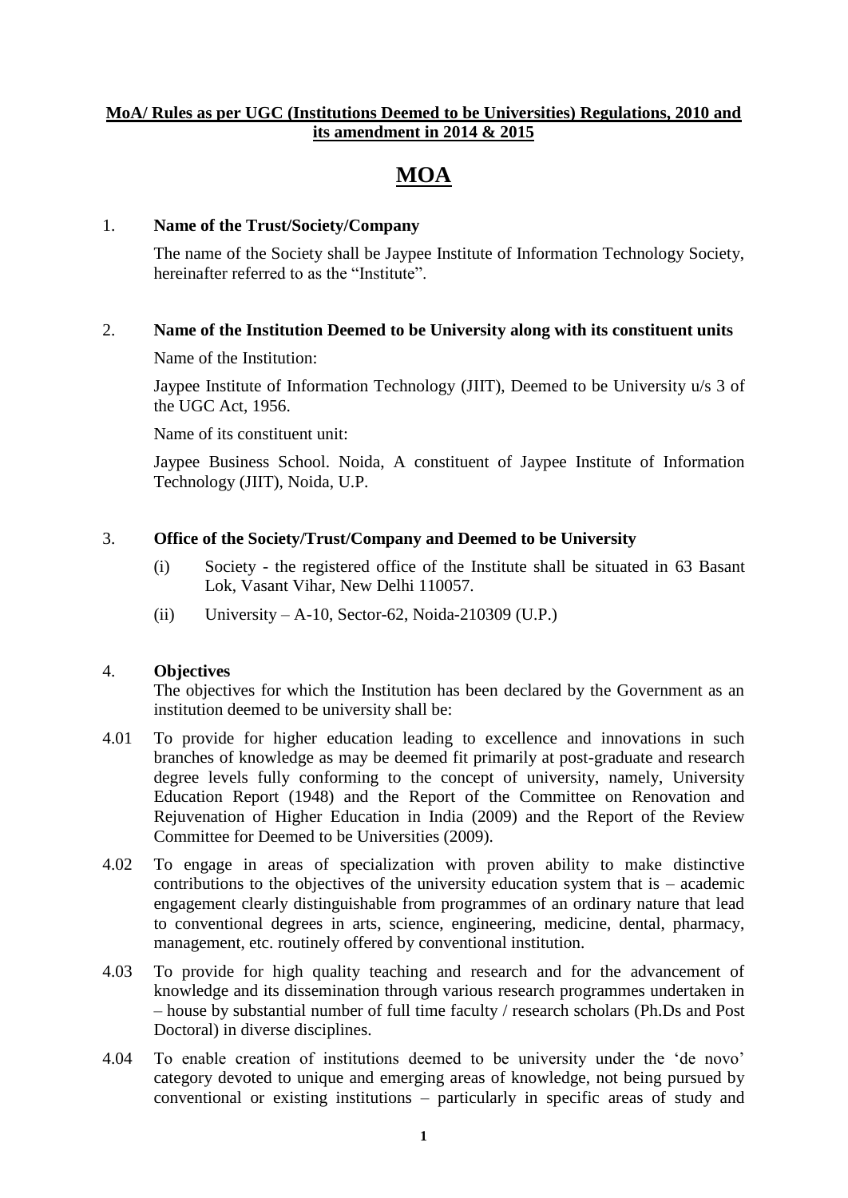**MoA/ Rules as per UGC (Institutions Deemed to be Universities) Regulations, 2010 and its amendment in 2014 & 2015**

# MOA

## 1. Name of the Trust/Society/Company

The name of the Society shall be Jaypee Institute of Information Technology Society, hereinafter referred to as the "Institute".

## 2. Name of the Institution Deemed to be University along with its constituent units

Name of the Institution:

Jaypee Institute of Information Technology (JIIT), Deemed to be University u/s 3 of the UGC Act, 1956.

Name of its constituent unit:

Jaypee Business School. Noida, A constituent of Jaypee Institute of Information Technology (JIIT), Noida, U.P.

## 3. Office of the Society/Trust/Company and Deemed to be University

(i) Society - the registered office of the Institute shall be situated in 63 Basant Lok, Vasant Vihar, New Delhi 110057.

(ii) University – A-10, Sector-62, Noida-210309 (U.P.)

## 4. Objectives

The objectives for which the Institution has been declared by the Government as an institution deemed to be university shall be:

4.01 To provide for higher education leading to excellence and innovations in such branches of knowledge as may be deemed fit primarily at post-graduate and research degree levels fully conforming to the concept of university, namely, University Education Report (1948) and the Report of the Committee on Renovation and Rejuvenation of Higher Education in India (2009) and the Report of the Review Committee for Deemed to be Universities (2009).

4.02 To engage in areas of specialization with proven ability to make distinctive contributions to the objectives of the university education system that is – academic engagement clearly distinguishable from programmes of an ordinary nature that lead to conventional degrees in arts, science, engineering, medicine, dental, pharmacy, management, etc. routinely offered by conventional institution.

4.03 To provide for high quality teaching and research and for the advancement of knowledge and its dissemination through various research programmes undertaken in – house by substantial number of full time faculty / research scholars (Ph.Ds and Post Doctoral) in diverse disciplines.

4.04 To enable creation of institutions deemed to be university under the 'de novo' category devoted to unique and emerging areas of knowledge, not being pursued by conventional or existing institutions – particularly in specific areas of study and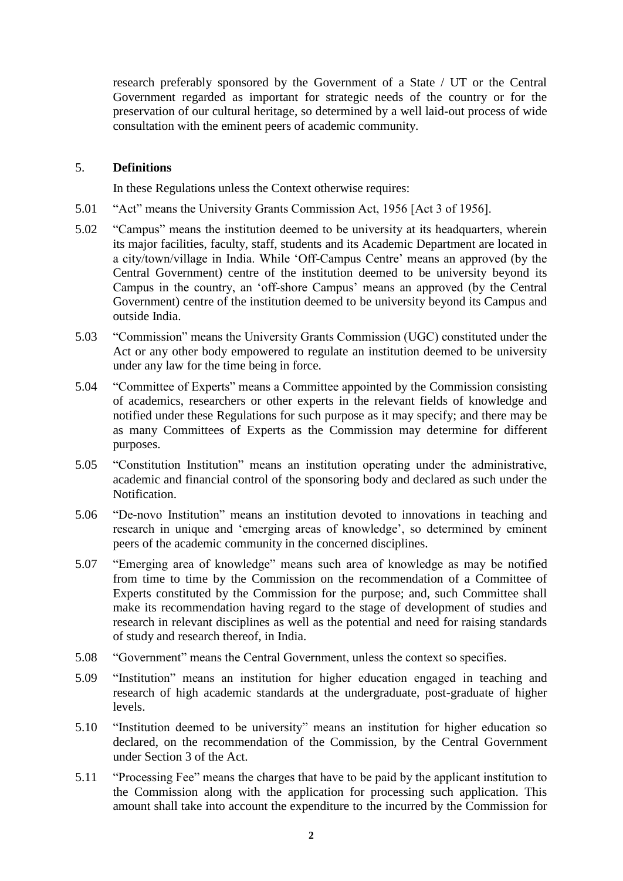research preferably sponsored by the Government of a State / UT or the Central Government regarded as important for strategic needs of the country or for the preservation of our cultural heritage, so determined by a well laid-out process of wide consultation with the eminent peers of academic community.

## 5. Definitions

In these Regulations unless the Context otherwise requires:

5.01 "Act" means the University Grants Commission Act, 1956 [Act 3 of 1956].

5.02 "Campus" means the institution deemed to be university at its headquarters, wherein its major facilities, faculty, staff, students and its Academic Department are located in a city/town/village in India. While 'Off-Campus Centre' means an approved (by the Central Government) centre of the institution deemed to be university beyond its Campus in the country, an 'off-shore Campus' means an approved (by the Central Government) centre of the institution deemed to be university beyond its Campus and outside India.

5.03 "Commission" means the University Grants Commission (UGC) constituted under the Act or any other body empowered to regulate an institution deemed to be university under any law for the time being in force.

5.04 "Committee of Experts" means a Committee appointed by the Commission consisting of academics, researchers or other experts in the relevant fields of knowledge and notified under these Regulations for such purpose as it may specify; and there may be as many Committees of Experts as the Commission may determine for different purposes.

5.05 "Constitution Institution" means an institution operating under the administrative, academic and financial control of the sponsoring body and declared as such under the Notification.

5.06 "De-novo Institution" means an institution devoted to innovations in teaching and research in unique and 'emerging areas of knowledge', so determined by eminent peers of the academic community in the concerned disciplines.

5.07 "Emerging area of knowledge" means such area of knowledge as may be notified from time to time by the Commission on the recommendation of a Committee of Experts constituted by the Commission for the purpose; and, such Committee shall make its recommendation having regard to the stage of development of studies and research in relevant disciplines as well as the potential and need for raising standards of study and research thereof, in India.

5.08 "Government" means the Central Government, unless the context so specifies.

5.09 "Institution" means an institution for higher education engaged in teaching and research of high academic standards at the undergraduate, post-graduate of higher levels.

5.10 "Institution deemed to be university" means an institution for higher education so declared, on the recommendation of the Commission, by the Central Government under Section 3 of the Act.

5.11 "Processing Fee" means the charges that have to be paid by the applicant institution to the Commission along with the application for processing such application. This amount shall take into account the expenditure to the incurred by the Commission for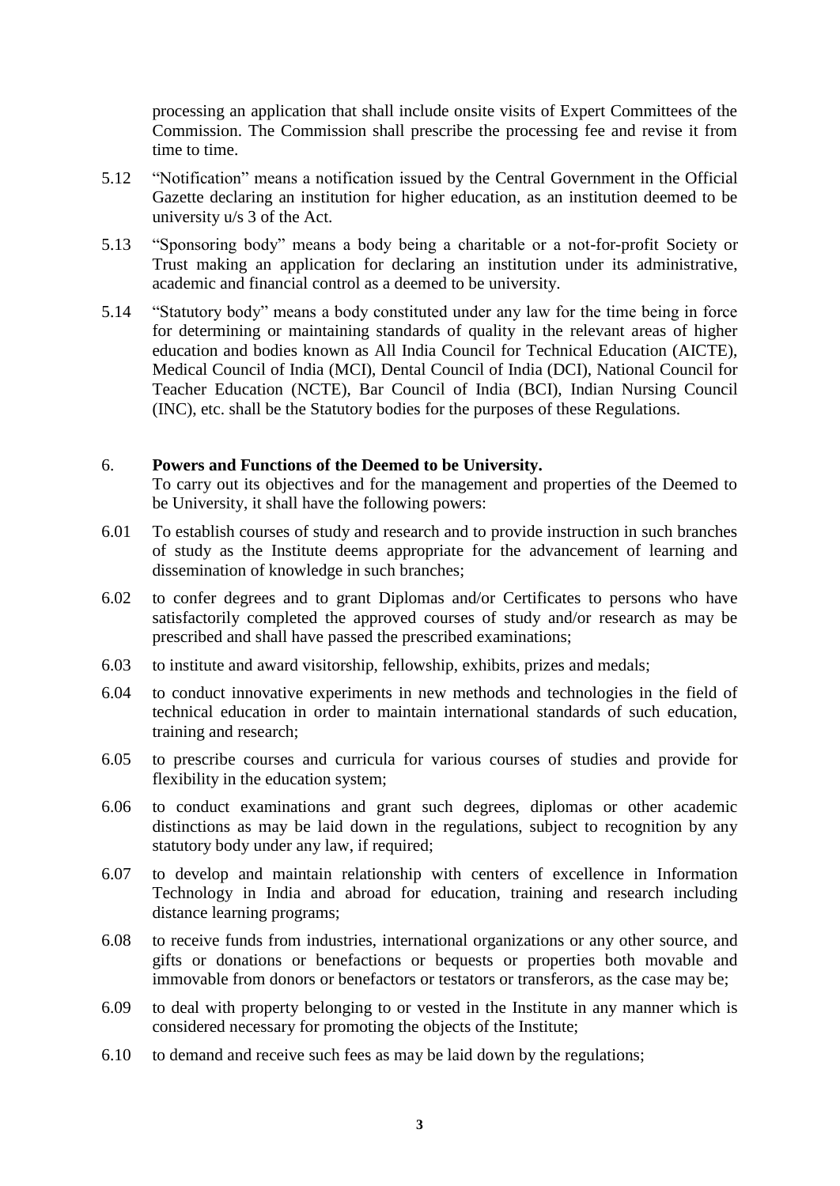processing an application that shall include onsite visits of Expert Committees of the Commission. The Commission shall prescribe the processing fee and revise it from time to time.

5.12 "Notification" means a notification issued by the Central Government in the Official Gazette declaring an institution for higher education, as an institution deemed to be university u/s 3 of the Act.

5.13 "Sponsoring body" means a body being a charitable or a not-for-profit Society or Trust making an application for declaring an institution under its administrative, academic and financial control as a deemed to be university.

5.14 "Statutory body" means a body constituted under any law for the time being in force for determining or maintaining standards of quality in the relevant areas of higher education and bodies known as All India Council for Technical Education (AICTE), Medical Council of India (MCI), Dental Council of India (DCI), National Council for Teacher Education (NCTE), Bar Council of India (BCI), Indian Nursing Council (INC), etc. shall be the Statutory bodies for the purposes of these Regulations.

## 6. Powers and Functions of the Deemed to be University.

To carry out its objectives and for the management and properties of the Deemed to be University, it shall have the following powers:

6.01 To establish courses of study and research and to provide instruction in such branches of study as the Institute deems appropriate for the advancement of learning and dissemination of knowledge in such branches;

6.02 to confer degrees and to grant Diplomas and/or Certificates to persons who have satisfactorily completed the approved courses of study and/or research as may be prescribed and shall have passed the prescribed examinations;

6.03 to institute and award visitorship, fellowship, exhibits, prizes and medals;

6.04 to conduct innovative experiments in new methods and technologies in the field of technical education in order to maintain international standards of such education, training and research;

6.05 to prescribe courses and curricula for various courses of studies and provide for flexibility in the education system;

6.06 to conduct examinations and grant such degrees, diplomas or other academic distinctions as may be laid down in the regulations, subject to recognition by any statutory body under any law, if required;

6.07 to develop and maintain relationship with centers of excellence in Information Technology in India and abroad for education, training and research including distance learning programs;

6.08 to receive funds from industries, international organizations or any other source, and gifts or donations or benefactions or bequests or properties both movable and immovable from donors or benefactors or testators or transferors, as the case may be;

6.09 to deal with property belonging to or vested in the Institute in any manner which is considered necessary for promoting the objects of the Institute;

6.10 to demand and receive such fees as may be laid down by the regulations;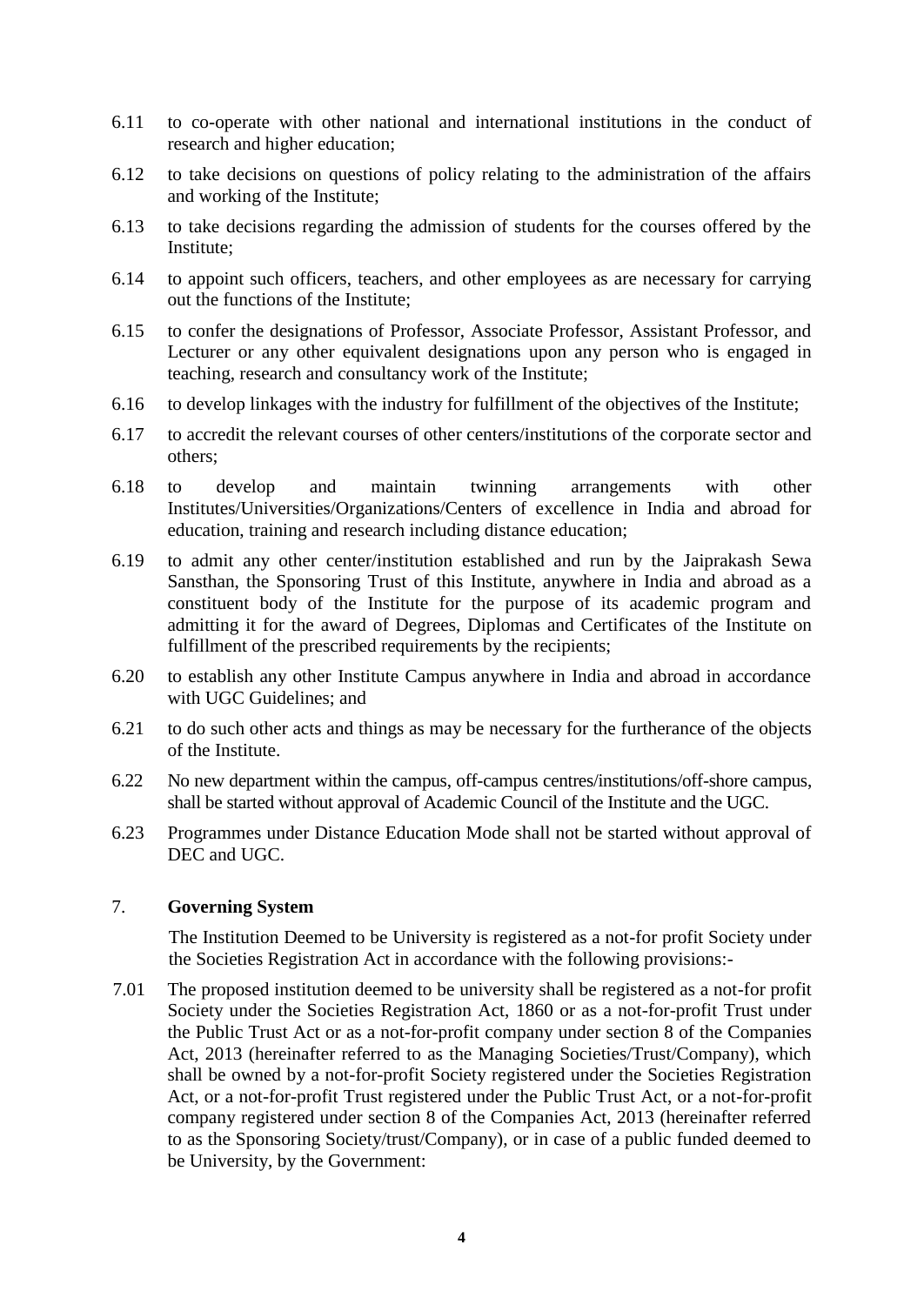6.11 to co-operate with other national and international institutions in the conduct of research and higher education;

6.12 to take decisions on questions of policy relating to the administration of the affairs and working of the Institute;

6.13 to take decisions regarding the admission of students for the courses offered by the Institute;

6.14 to appoint such officers, teachers, and other employees as are necessary for carrying out the functions of the Institute;

6.15 to confer the designations of Professor, Associate Professor, Assistant Professor, and Lecturer or any other equivalent designations upon any person who is engaged in teaching, research and consultancy work of the Institute;

6.16 to develop linkages with the industry for fulfillment of the objectives of the Institute;

6.17 to accredit the relevant courses of other centers/institutions of the corporate sector and others;

6.18 to develop and maintain twinning arrangements with other Institutes/Universities/Organizations/Centers of excellence in India and abroad for education, training and research including distance education;

6.19 to admit any other center/institution established and run by the Jaiprakash Sewa Sansthan, the Sponsoring Trust of this Institute, anywhere in India and abroad as a constituent body of the Institute for the purpose of its academic program and admitting it for the award of Degrees, Diplomas and Certificates of the Institute on fulfillment of the prescribed requirements by the recipients;

6.20 to establish any other Institute Campus anywhere in India and abroad in accordance with UGC Guidelines; and

6.21 to do such other acts and things as may be necessary for the furtherance of the objects of the Institute.

6.22 No new department within the campus, off-campus centres/institutions/off-shore campus, shall be started without approval of Academic Council of the Institute and the UGC.

6.23 Programmes under Distance Education Mode shall not be started without approval of DEC and UGC.

## 7. Governing System

The Institution Deemed to be University is registered as a not-for profit Society under the Societies Registration Act in accordance with the following provisions:-

7.01 The proposed institution deemed to be university shall be registered as a not-for profit Society under the Societies Registration Act, 1860 or as a not-for-profit Trust under the Public Trust Act or as a not-for-profit company under section 8 of the Companies Act, 2013 (hereinafter referred to as the Managing Societies/Trust/Company), which shall be owned by a not-for-profit Society registered under the Societies Registration Act, or a not-for-profit Trust registered under the Public Trust Act, or a not-for-profit company registered under section 8 of the Companies Act, 2013 (hereinafter referred to as the Sponsoring Society/trust/Company), or in case of a public funded deemed to be University, by the Government: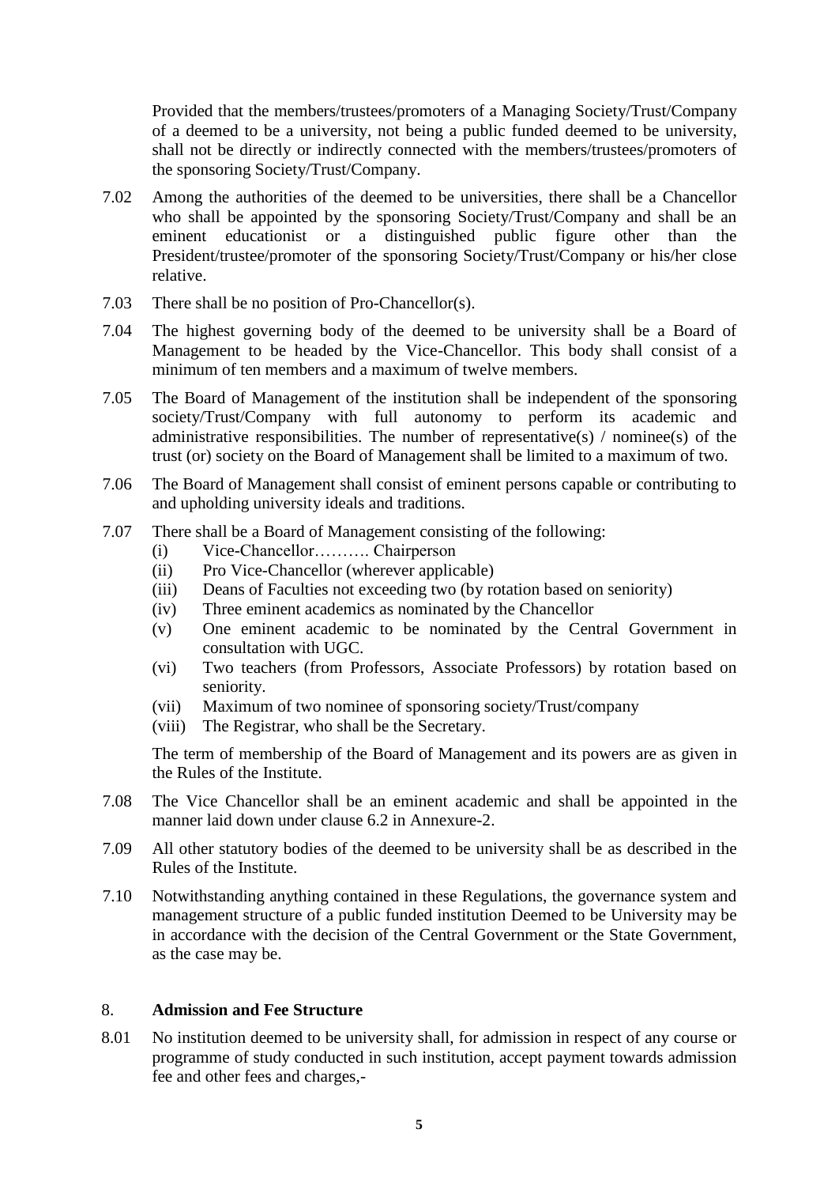Provided that the members/trustees/promoters of a Managing Society/Trust/Company of a deemed to be a university, not being a public funded deemed to be university, shall not be directly or indirectly connected with the members/trustees/promoters of the sponsoring Society/Trust/Company.

7.02 Among the authorities of the deemed to be universities, there shall be a Chancellor who shall be appointed by the sponsoring Society/Trust/Company and shall be an eminent educationist or a distinguished public figure other than the President/trustee/promoter of the sponsoring Society/Trust/Company or his/her close relative.

7.03 There shall be no position of Pro-Chancellor(s).

7.04 The highest governing body of the deemed to be university shall be a Board of Management to be headed by the Vice-Chancellor. This body shall consist of a minimum of ten members and a maximum of twelve members.

7.05 The Board of Management of the institution shall be independent of the sponsoring society/Trust/Company with full autonomy to perform its academic and administrative responsibilities. The number of representative(s) / nominee(s) of the trust (or) society on the Board of Management shall be limited to a maximum of two.

7.06 The Board of Management shall consist of eminent persons capable or contributing to and upholding university ideals and traditions.

7.07 There shall be a Board of Management consisting of the following:

- (i) Vice-Chancellor………. Chairperson
- (ii) Pro Vice-Chancellor (wherever applicable)
- (iii) Deans of Faculties not exceeding two (by rotation based on seniority)
- (iv) Three eminent academics as nominated by the Chancellor
- (v) One eminent academic to be nominated by the Central Government in consultation with UGC.
- (vi) Two teachers (from Professors, Associate Professors) by rotation based on seniority.
- (vii) Maximum of two nominee of sponsoring society/Trust/company
- (viii) The Registrar, who shall be the Secretary.

The term of membership of the Board of Management and its powers are as given in the Rules of the Institute.

7.08 The Vice Chancellor shall be an eminent academic and shall be appointed in the manner laid down under clause 6.2 in Annexure-2.

7.09 All other statutory bodies of the deemed to be university shall be as described in the Rules of the Institute.

7.10 Notwithstanding anything contained in these Regulations, the governance system and management structure of a public funded institution Deemed to be University may be in accordance with the decision of the Central Government or the State Government, as the case may be.

## 8. **Admission and Fee Structure**

8.01 No institution deemed to be university shall, for admission in respect of any course or programme of study conducted in such institution, accept payment towards admission fee and other fees and charges,-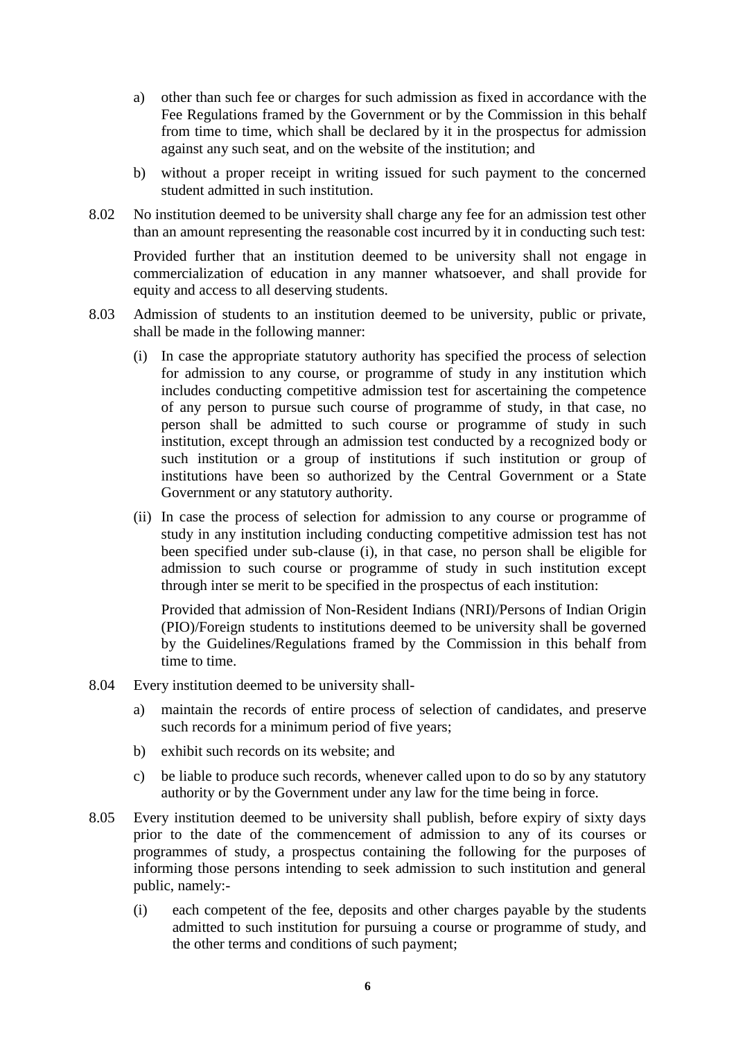a) other than such fee or charges for such admission as fixed in accordance with the Fee Regulations framed by the Government or by the Commission in this behalf from time to time, which shall be declared by it in the prospectus for admission against any such seat, and on the website of the institution; and

b) without a proper receipt in writing issued for such payment to the concerned student admitted in such institution.

8.02 No institution deemed to be university shall charge any fee for an admission test other than an amount representing the reasonable cost incurred by it in conducting such test:

Provided further that an institution deemed to be university shall not engage in commercialization of education in any manner whatsoever, and shall provide for equity and access to all deserving students.

8.03 Admission of students to an institution deemed to be university, public or private, shall be made in the following manner:

(i) In case the appropriate statutory authority has specified the process of selection for admission to any course, or programme of study in any institution which includes conducting competitive admission test for ascertaining the competence of any person to pursue such course of programme of study, in that case, no person shall be admitted to such course or programme of study in such institution, except through an admission test conducted by a recognized body or such institution or a group of institutions if such institution or group of institutions have been so authorized by the Central Government or a State Government or any statutory authority.

(ii) In case the process of selection for admission to any course or programme of study in any institution including conducting competitive admission test has not been specified under sub-clause (i), in that case, no person shall be eligible for admission to such course or programme of study in such institution except through inter se merit to be specified in the prospectus of each institution:

Provided that admission of Non-Resident Indians (NRI)/Persons of Indian Origin (PIO)/Foreign students to institutions deemed to be university shall be governed by the Guidelines/Regulations framed by the Commission in this behalf from time to time.

8.04 Every institution deemed to be university shall-

a) maintain the records of entire process of selection of candidates, and preserve such records for a minimum period of five years;

b) exhibit such records on its website; and

c) be liable to produce such records, whenever called upon to do so by any statutory authority or by the Government under any law for the time being in force.

8.05 Every institution deemed to be university shall publish, before expiry of sixty days prior to the date of the commencement of admission to any of its courses or programmes of study, a prospectus containing the following for the purposes of informing those persons intending to seek admission to such institution and general public, namely:-

(i) each competent of the fee, deposits and other charges payable by the students admitted to such institution for pursuing a course or programme of study, and the other terms and conditions of such payment;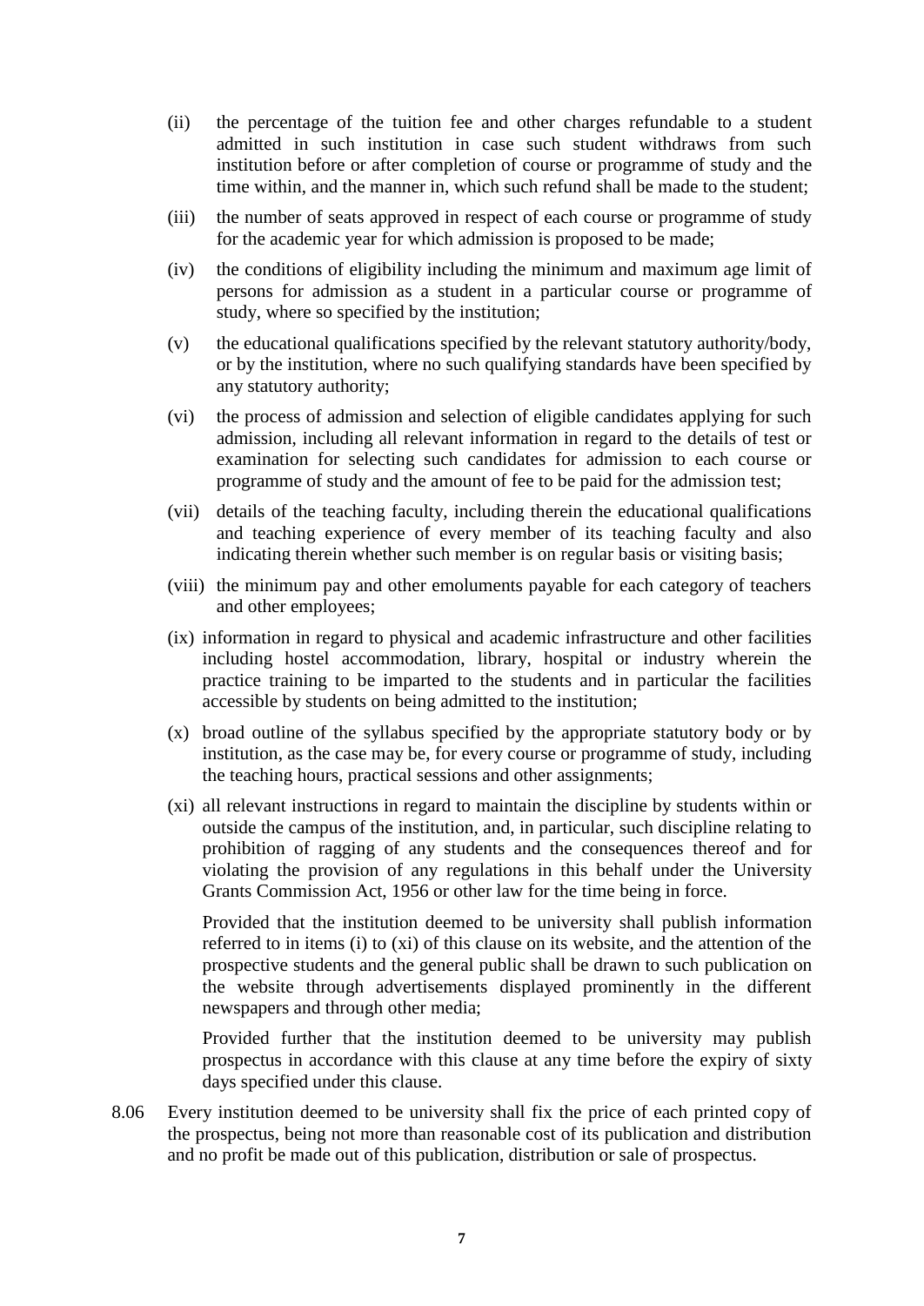(ii) the percentage of the tuition fee and other charges refundable to a student admitted in such institution in case such student withdraws from such institution before or after completion of course or programme of study and the time within, and the manner in, which such refund shall be made to the student;

(iii) the number of seats approved in respect of each course or programme of study for the academic year for which admission is proposed to be made;

(iv) the conditions of eligibility including the minimum and maximum age limit of persons for admission as a student in a particular course or programme of study, where so specified by the institution;

(v) the educational qualifications specified by the relevant statutory authority/body, or by the institution, where no such qualifying standards have been specified by any statutory authority;

(vi) the process of admission and selection of eligible candidates applying for such admission, including all relevant information in regard to the details of test or examination for selecting such candidates for admission to each course or programme of study and the amount of fee to be paid for the admission test;

(vii) details of the teaching faculty, including therein the educational qualifications and teaching experience of every member of its teaching faculty and also indicating therein whether such member is on regular basis or visiting basis;

(viii) the minimum pay and other emoluments payable for each category of teachers and other employees;

(ix) information in regard to physical and academic infrastructure and other facilities including hostel accommodation, library, hospital or industry wherein the practice training to be imparted to the students and in particular the facilities accessible by students on being admitted to the institution;

(x) broad outline of the syllabus specified by the appropriate statutory body or by institution, as the case may be, for every course or programme of study, including the teaching hours, practical sessions and other assignments;

(xi) all relevant instructions in regard to maintain the discipline by students within or outside the campus of the institution, and, in particular, such discipline relating to prohibition of ragging of any students and the consequences thereof and for violating the provision of any regulations in this behalf under the University Grants Commission Act, 1956 or other law for the time being in force.

Provided that the institution deemed to be university shall publish information referred to in items (i) to (xi) of this clause on its website, and the attention of the prospective students and the general public shall be drawn to such publication on the website through advertisements displayed prominently in the different newspapers and through other media;

Provided further that the institution deemed to be university may publish prospectus in accordance with this clause at any time before the expiry of sixty days specified under this clause.

8.06 Every institution deemed to be university shall fix the price of each printed copy of the prospectus, being not more than reasonable cost of its publication and distribution and no profit be made out of this publication, distribution or sale of prospectus.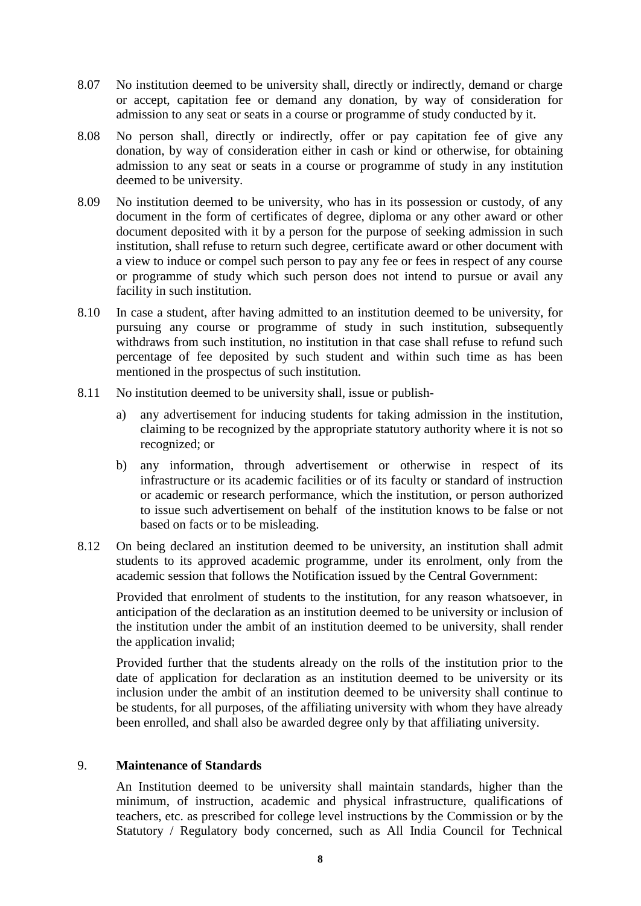8.07 No institution deemed to be university shall, directly or indirectly, demand or charge or accept, capitation fee or demand any donation, by way of consideration for admission to any seat or seats in a course or programme of study conducted by it.

8.08 No person shall, directly or indirectly, offer or pay capitation fee of give any donation, by way of consideration either in cash or kind or otherwise, for obtaining admission to any seat or seats in a course or programme of study in any institution deemed to be university.

8.09 No institution deemed to be university, who has in its possession or custody, of any document in the form of certificates of degree, diploma or any other award or other document deposited with it by a person for the purpose of seeking admission in such institution, shall refuse to return such degree, certificate award or other document with a view to induce or compel such person to pay any fee or fees in respect of any course or programme of study which such person does not intend to pursue or avail any facility in such institution.

8.10 In case a student, after having admitted to an institution deemed to be university, for pursuing any course or programme of study in such institution, subsequently withdraws from such institution, no institution in that case shall refuse to refund such percentage of fee deposited by such student and within such time as has been mentioned in the prospectus of such institution.

8.11 No institution deemed to be university shall, issue or publish-

a) any advertisement for inducing students for taking admission in the institution, claiming to be recognized by the appropriate statutory authority where it is not so recognized; or

b) any information, through advertisement or otherwise in respect of its infrastructure or its academic facilities or of its faculty or standard of instruction or academic or research performance, which the institution, or person authorized to issue such advertisement on behalf of the institution knows to be false or not based on facts or to be misleading.

8.12 On being declared an institution deemed to be university, an institution shall admit students to its approved academic programme, under its enrolment, only from the academic session that follows the Notification issued by the Central Government:

Provided that enrolment of students to the institution, for any reason whatsoever, in anticipation of the declaration as an institution deemed to be university or inclusion of the institution under the ambit of an institution deemed to be university, shall render the application invalid;

Provided further that the students already on the rolls of the institution prior to the date of application for declaration as an institution deemed to be university or its inclusion under the ambit of an institution deemed to be university shall continue to be students, for all purposes, of the affiliating university with whom they have already been enrolled, and shall also be awarded degree only by that affiliating university.

## 9. Maintenance of Standards

An Institution deemed to be university shall maintain standards, higher than the minimum, of instruction, academic and physical infrastructure, qualifications of teachers, etc. as prescribed for college level instructions by the Commission or by the Statutory / Regulatory body concerned, such as All India Council for Technical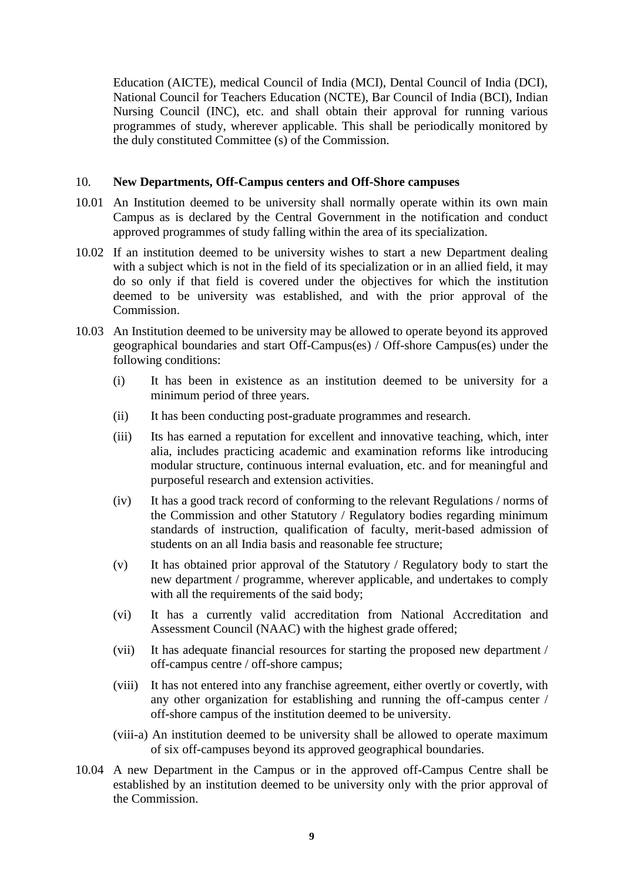Education (AICTE), medical Council of India (MCI), Dental Council of India (DCI), National Council for Teachers Education (NCTE), Bar Council of India (BCI), Indian Nursing Council (INC), etc. and shall obtain their approval for running various programmes of study, wherever applicable. This shall be periodically monitored by the duly constituted Committee (s) of the Commission.

10. **New Departments, Off-Campus centers and Off-Shore campuses**

10.01 An Institution deemed to be university shall normally operate within its own main Campus as is declared by the Central Government in the notification and conduct approved programmes of study falling within the area of its specialization.

10.02 If an institution deemed to be university wishes to start a new Department dealing with a subject which is not in the field of its specialization or in an allied field, it may do so only if that field is covered under the objectives for which the institution deemed to be university was established, and with the prior approval of the Commission.

10.03 An Institution deemed to be university may be allowed to operate beyond its approved geographical boundaries and start Off-Campus(es) / Off-shore Campus(es) under the following conditions:

(i) It has been in existence as an institution deemed to be university for a minimum period of three years.

(ii) It has been conducting post-graduate programmes and research.

(iii) Its has earned a reputation for excellent and innovative teaching, which, inter alia, includes practicing academic and examination reforms like introducing modular structure, continuous internal evaluation, etc. and for meaningful and purposeful research and extension activities.

(iv) It has a good track record of conforming to the relevant Regulations / norms of the Commission and other Statutory / Regulatory bodies regarding minimum standards of instruction, qualification of faculty, merit-based admission of students on an all India basis and reasonable fee structure;

(v) It has obtained prior approval of the Statutory / Regulatory body to start the new department / programme, wherever applicable, and undertakes to comply with all the requirements of the said body;

(vi) It has a currently valid accreditation from National Accreditation and Assessment Council (NAAC) with the highest grade offered;

(vii) It has adequate financial resources for starting the proposed new department / off-campus centre / off-shore campus;

(viii) It has not entered into any franchise agreement, either overtly or covertly, with any other organization for establishing and running the off-campus center / off-shore campus of the institution deemed to be university.

(viii-a) An institution deemed to be university shall be allowed to operate maximum of six off-campuses beyond its approved geographical boundaries.

10.04 A new Department in the Campus or in the approved off-Campus Centre shall be established by an institution deemed to be university only with the prior approval of the Commission.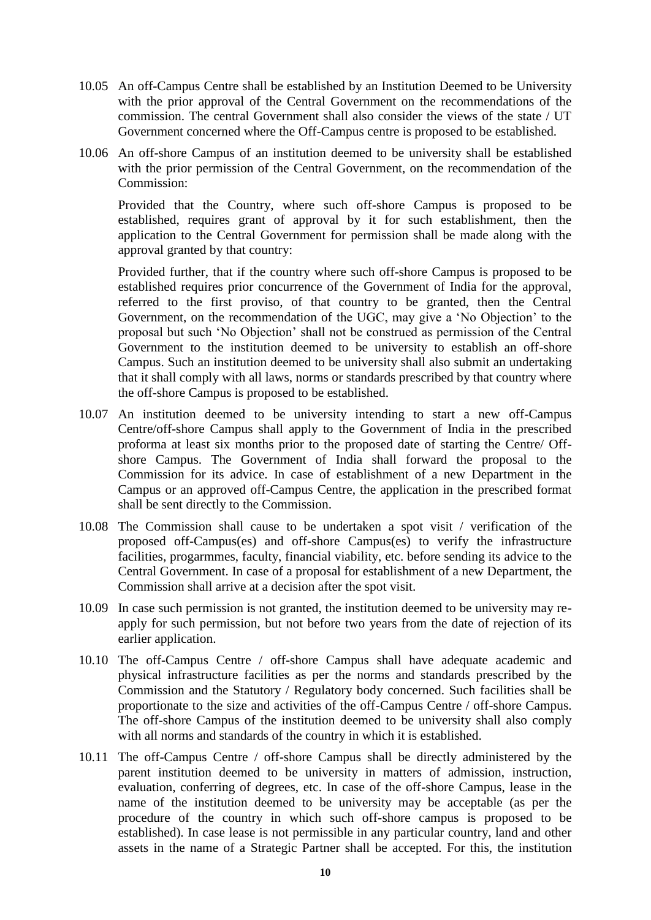10.05 An off-Campus Centre shall be established by an Institution Deemed to be University with the prior approval of the Central Government on the recommendations of the commission. The central Government shall also consider the views of the state / UT Government concerned where the Off-Campus centre is proposed to be established.

10.06 An off-shore Campus of an institution deemed to be university shall be established with the prior permission of the Central Government, on the recommendation of the Commission:

Provided that the Country, where such off-shore Campus is proposed to be established, requires grant of approval by it for such establishment, then the application to the Central Government for permission shall be made along with the approval granted by that country:

Provided further, that if the country where such off-shore Campus is proposed to be established requires prior concurrence of the Government of India for the approval, referred to the first proviso, of that country to be granted, then the Central Government, on the recommendation of the UGC, may give a 'No Objection' to the proposal but such 'No Objection' shall not be construed as permission of the Central Government to the institution deemed to be university to establish an off-shore Campus. Such an institution deemed to be university shall also submit an undertaking that it shall comply with all laws, norms or standards prescribed by that country where the off-shore Campus is proposed to be established.

10.07 An institution deemed to be university intending to start a new off-Campus Centre/off-shore Campus shall apply to the Government of India in the prescribed proforma at least six months prior to the proposed date of starting the Centre/ Off-shore Campus. The Government of India shall forward the proposal to the Commission for its advice. In case of establishment of a new Department in the Campus or an approved off-Campus Centre, the application in the prescribed format shall be sent directly to the Commission.

10.08 The Commission shall cause to be undertaken a spot visit / verification of the proposed off-Campus(es) and off-shore Campus(es) to verify the infrastructure facilities, progarmmes, faculty, financial viability, etc. before sending its advice to the Central Government. In case of a proposal for establishment of a new Department, the Commission shall arrive at a decision after the spot visit.

10.09 In case such permission is not granted, the institution deemed to be university may re-apply for such permission, but not before two years from the date of rejection of its earlier application.

10.10 The off-Campus Centre / off-shore Campus shall have adequate academic and physical infrastructure facilities as per the norms and standards prescribed by the Commission and the Statutory / Regulatory body concerned. Such facilities shall be proportionate to the size and activities of the off-Campus Centre / off-shore Campus. The off-shore Campus of the institution deemed to be university shall also comply with all norms and standards of the country in which it is established.

10.11 The off-Campus Centre / off-shore Campus shall be directly administered by the parent institution deemed to be university in matters of admission, instruction, evaluation, conferring of degrees, etc. In case of the off-shore Campus, lease in the name of the institution deemed to be university may be acceptable (as per the procedure of the country in which such off-shore campus is proposed to be established). In case lease is not permissible in any particular country, land and other assets in the name of a Strategic Partner shall be accepted. For this, the institution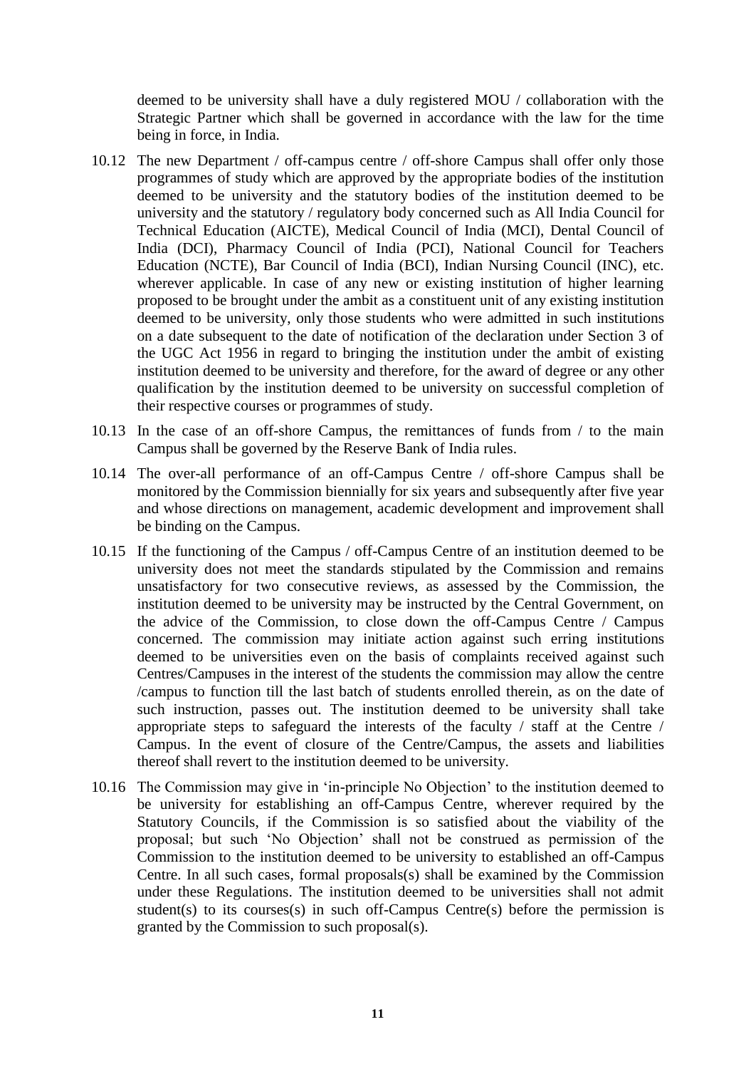deemed to be university shall have a duly registered MOU / collaboration with the Strategic Partner which shall be governed in accordance with the law for the time being in force, in India.

10.12 The new Department / off-campus centre / off-shore Campus shall offer only those programmes of study which are approved by the appropriate bodies of the institution deemed to be university and the statutory bodies of the institution deemed to be university and the statutory / regulatory body concerned such as All India Council for Technical Education (AICTE), Medical Council of India (MCI), Dental Council of India (DCI), Pharmacy Council of India (PCI), National Council for Teachers Education (NCTE), Bar Council of India (BCI), Indian Nursing Council (INC), etc. wherever applicable. In case of any new or existing institution of higher learning proposed to be brought under the ambit as a constituent unit of any existing institution deemed to be university, only those students who were admitted in such institutions on a date subsequent to the date of notification of the declaration under Section 3 of the UGC Act 1956 in regard to bringing the institution under the ambit of existing institution deemed to be university and therefore, for the award of degree or any other qualification by the institution deemed to be university on successful completion of their respective courses or programmes of study.

10.13 In the case of an off-shore Campus, the remittances of funds from / to the main Campus shall be governed by the Reserve Bank of India rules.

10.14 The over-all performance of an off-Campus Centre / off-shore Campus shall be monitored by the Commission biennially for six years and subsequently after five year and whose directions on management, academic development and improvement shall be binding on the Campus.

10.15 If the functioning of the Campus / off-Campus Centre of an institution deemed to be university does not meet the standards stipulated by the Commission and remains unsatisfactory for two consecutive reviews, as assessed by the Commission, the institution deemed to be university may be instructed by the Central Government, on the advice of the Commission, to close down the off-Campus Centre / Campus concerned. The commission may initiate action against such erring institutions deemed to be universities even on the basis of complaints received against such Centres/Campuses in the interest of the students the commission may allow the centre /campus to function till the last batch of students enrolled therein, as on the date of such instruction, passes out. The institution deemed to be university shall take appropriate steps to safeguard the interests of the faculty / staff at the Centre / Campus. In the event of closure of the Centre/Campus, the assets and liabilities thereof shall revert to the institution deemed to be university.

10.16 The Commission may give in 'in-principle No Objection' to the institution deemed to be university for establishing an off-Campus Centre, wherever required by the Statutory Councils, if the Commission is so satisfied about the viability of the proposal; but such 'No Objection' shall not be construed as permission of the Commission to the institution deemed to be university to established an off-Campus Centre. In all such cases, formal proposals(s) shall be examined by the Commission under these Regulations. The institution deemed to be universities shall not admit student(s) to its courses(s) in such off-Campus Centre(s) before the permission is granted by the Commission to such proposal(s).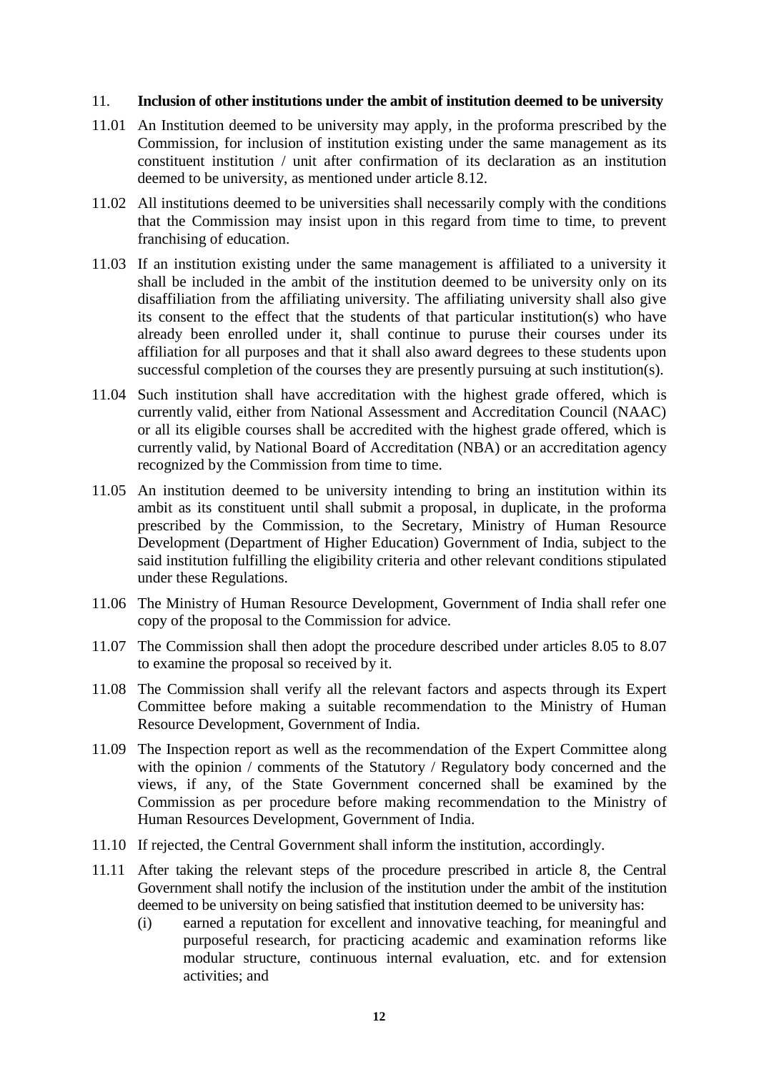## 11. Inclusion of other institutions under the ambit of institution deemed to be university

11.01 An Institution deemed to be university may apply, in the proforma prescribed by the Commission, for inclusion of institution existing under the same management as its constituent institution / unit after confirmation of its declaration as an institution deemed to be university, as mentioned under article 8.12.

11.02 All institutions deemed to be universities shall necessarily comply with the conditions that the Commission may insist upon in this regard from time to time, to prevent franchising of education.

11.03 If an institution existing under the same management is affiliated to a university it shall be included in the ambit of the institution deemed to be university only on its disaffiliation from the affiliating university. The affiliating university shall also give its consent to the effect that the students of that particular institution(s) who have already been enrolled under it, shall continue to puruse their courses under its affiliation for all purposes and that it shall also award degrees to these students upon successful completion of the courses they are presently pursuing at such institution(s).

11.04 Such institution shall have accreditation with the highest grade offered, which is currently valid, either from National Assessment and Accreditation Council (NAAC) or all its eligible courses shall be accredited with the highest grade offered, which is currently valid, by National Board of Accreditation (NBA) or an accreditation agency recognized by the Commission from time to time.

11.05 An institution deemed to be university intending to bring an institution within its ambit as its constituent until shall submit a proposal, in duplicate, in the proforma prescribed by the Commission, to the Secretary, Ministry of Human Resource Development (Department of Higher Education) Government of India, subject to the said institution fulfilling the eligibility criteria and other relevant conditions stipulated under these Regulations.

11.06 The Ministry of Human Resource Development, Government of India shall refer one copy of the proposal to the Commission for advice.

11.07 The Commission shall then adopt the procedure described under articles 8.05 to 8.07 to examine the proposal so received by it.

11.08 The Commission shall verify all the relevant factors and aspects through its Expert Committee before making a suitable recommendation to the Ministry of Human Resource Development, Government of India.

11.09 The Inspection report as well as the recommendation of the Expert Committee along with the opinion / comments of the Statutory / Regulatory body concerned and the views, if any, of the State Government concerned shall be examined by the Commission as per procedure before making recommendation to the Ministry of Human Resources Development, Government of India.

11.10 If rejected, the Central Government shall inform the institution, accordingly.

11.11 After taking the relevant steps of the procedure prescribed in article 8, the Central Government shall notify the inclusion of the institution under the ambit of the institution deemed to be university on being satisfied that institution deemed to be university has:

(i) earned a reputation for excellent and innovative teaching, for meaningful and purposeful research, for practicing academic and examination reforms like modular structure, continuous internal evaluation, etc. and for extension activities; and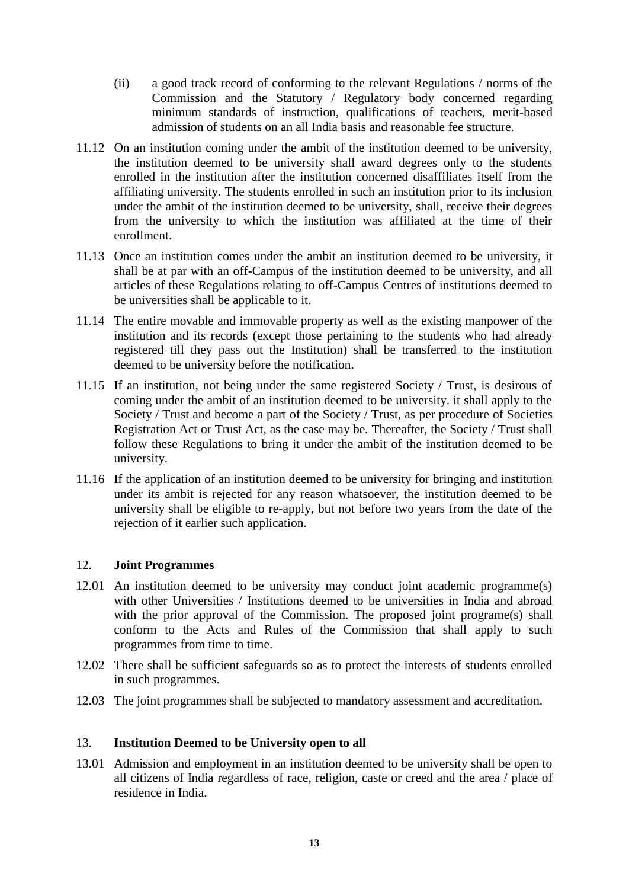(ii) a good track record of conforming to the relevant Regulations / norms of the Commission and the Statutory / Regulatory body concerned regarding minimum standards of instruction, qualifications of teachers, merit-based admission of students on an all India basis and reasonable fee structure.

11.12 On an institution coming under the ambit of the institution deemed to be university, the institution deemed to be university shall award degrees only to the students enrolled in the institution after the institution concerned disaffiliates itself from the affiliating university. The students enrolled in such an institution prior to its inclusion under the ambit of the institution deemed to be university, shall, receive their degrees from the university to which the institution was affiliated at the time of their enrollment.

11.13 Once an institution comes under the ambit an institution deemed to be university, it shall be at par with an off-Campus of the institution deemed to be university, and all articles of these Regulations relating to off-Campus Centres of institutions deemed to be universities shall be applicable to it.

11.14 The entire movable and immovable property as well as the existing manpower of the institution and its records (except those pertaining to the students who had already registered till they pass out the Institution) shall be transferred to the institution deemed to be university before the notification.

11.15 If an institution, not being under the same registered Society / Trust, is desirous of coming under the ambit of an institution deemed to be university. it shall apply to the Society / Trust and become a part of the Society / Trust, as per procedure of Societies Registration Act or Trust Act, as the case may be. Thereafter, the Society / Trust shall follow these Regulations to bring it under the ambit of the institution deemed to be university.

11.16 If the application of an institution deemed to be university for bringing and institution under its ambit is rejected for any reason whatsoever, the institution deemed to be university shall be eligible to re-apply, but not before two years from the date of the rejection of it earlier such application.

## 12. Joint Programmes

12.01 An institution deemed to be university may conduct joint academic programme(s) with other Universities / Institutions deemed to be universities in India and abroad with the prior approval of the Commission. The proposed joint programe(s) shall conform to the Acts and Rules of the Commission that shall apply to such programmes from time to time.

12.02 There shall be sufficient safeguards so as to protect the interests of students enrolled in such programmes.

12.03 The joint programmes shall be subjected to mandatory assessment and accreditation.

## 13. Institution Deemed to be University open to all

13.01 Admission and employment in an institution deemed to be university shall be open to all citizens of India regardless of race, religion, caste or creed and the area / place of residence in India.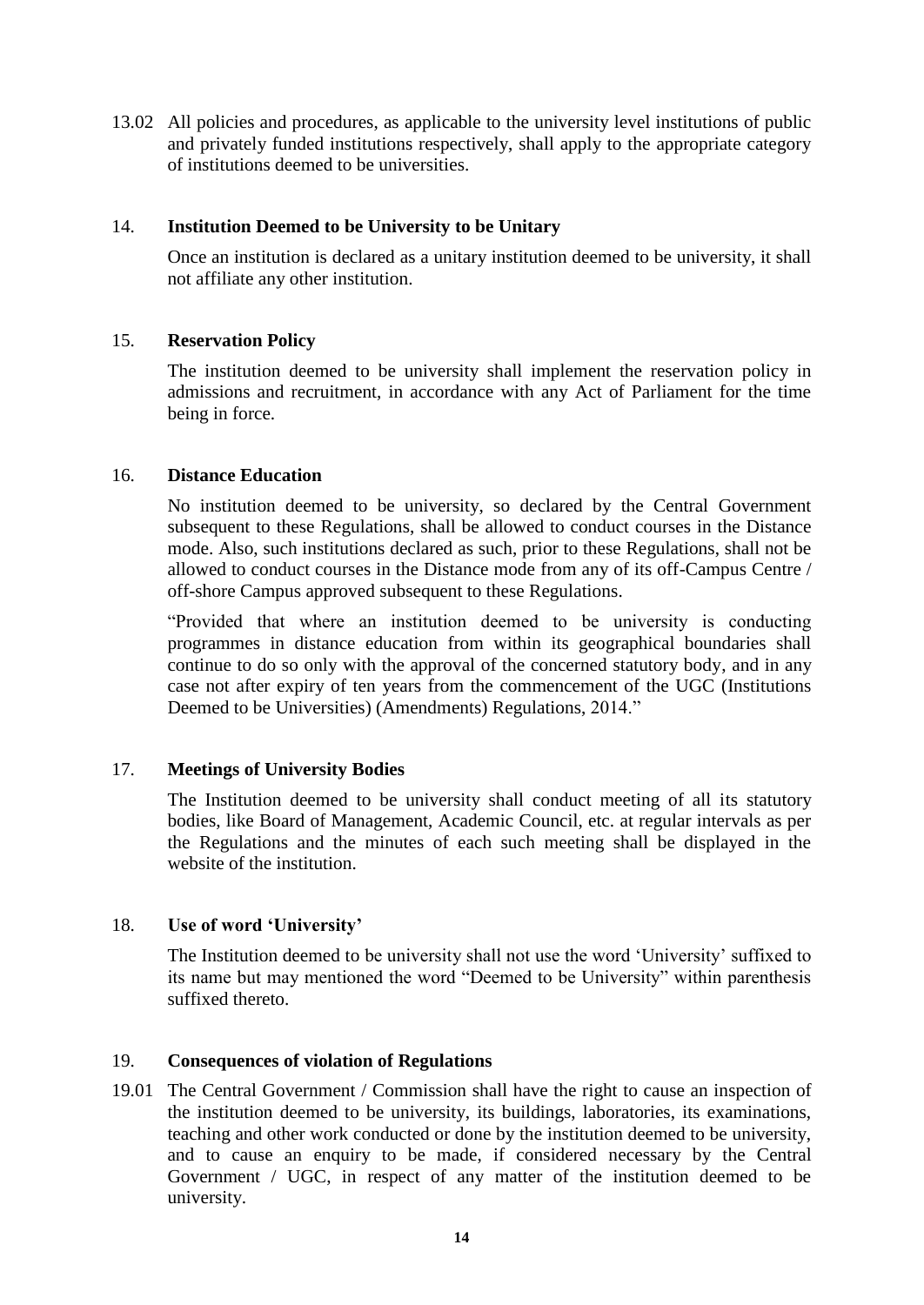13.02 All policies and procedures, as applicable to the university level institutions of public and privately funded institutions respectively, shall apply to the appropriate category of institutions deemed to be universities.

## 14. Institution Deemed to be University to be Unitary

Once an institution is declared as a unitary institution deemed to be university, it shall not affiliate any other institution.

## 15. Reservation Policy

The institution deemed to be university shall implement the reservation policy in admissions and recruitment, in accordance with any Act of Parliament for the time being in force.

## 16. Distance Education

No institution deemed to be university, so declared by the Central Government subsequent to these Regulations, shall be allowed to conduct courses in the Distance mode. Also, such institutions declared as such, prior to these Regulations, shall not be allowed to conduct courses in the Distance mode from any of its off-Campus Centre / off-shore Campus approved subsequent to these Regulations.

"Provided that where an institution deemed to be university is conducting programmes in distance education from within its geographical boundaries shall continue to do so only with the approval of the concerned statutory body, and in any case not after expiry of ten years from the commencement of the UGC (Institutions Deemed to be Universities) (Amendments) Regulations, 2014."

## 17. Meetings of University Bodies

The Institution deemed to be university shall conduct meeting of all its statutory bodies, like Board of Management, Academic Council, etc. at regular intervals as per the Regulations and the minutes of each such meeting shall be displayed in the website of the institution.

## 18. Use of word 'University'

The Institution deemed to be university shall not use the word 'University' suffixed to its name but may mentioned the word "Deemed to be University" within parenthesis suffixed thereto.

## 19. Consequences of violation of Regulations

19.01 The Central Government / Commission shall have the right to cause an inspection of the institution deemed to be university, its buildings, laboratories, its examinations, teaching and other work conducted or done by the institution deemed to be university, and to cause an enquiry to be made, if considered necessary by the Central Government / UGC, in respect of any matter of the institution deemed to be university.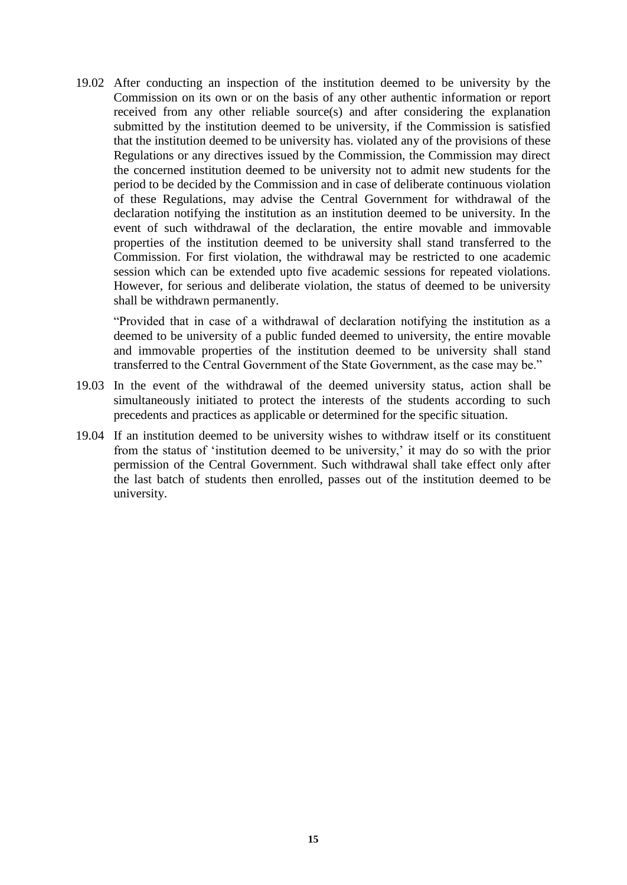19.02 After conducting an inspection of the institution deemed to be university by the Commission on its own or on the basis of any other authentic information or report received from any other reliable source(s) and after considering the explanation submitted by the institution deemed to be university, if the Commission is satisfied that the institution deemed to be university has. violated any of the provisions of these Regulations or any directives issued by the Commission, the Commission may direct the concerned institution deemed to be university not to admit new students for the period to be decided by the Commission and in case of deliberate continuous violation of these Regulations, may advise the Central Government for withdrawal of the declaration notifying the institution as an institution deemed to be university. In the event of such withdrawal of the declaration, the entire movable and immovable properties of the institution deemed to be university shall stand transferred to the Commission. For first violation, the withdrawal may be restricted to one academic session which can be extended upto five academic sessions for repeated violations. However, for serious and deliberate violation, the status of deemed to be university shall be withdrawn permanently.

"Provided that in case of a withdrawal of declaration notifying the institution as a deemed to be university of a public funded deemed to university, the entire movable and immovable properties of the institution deemed to be university shall stand transferred to the Central Government of the State Government, as the case may be."

19.03 In the event of the withdrawal of the deemed university status, action shall be simultaneously initiated to protect the interests of the students according to such precedents and practices as applicable or determined for the specific situation.

19.04 If an institution deemed to be university wishes to withdraw itself or its constituent from the status of 'institution deemed to be university,' it may do so with the prior permission of the Central Government. Such withdrawal shall take effect only after the last batch of students then enrolled, passes out of the institution deemed to be university.